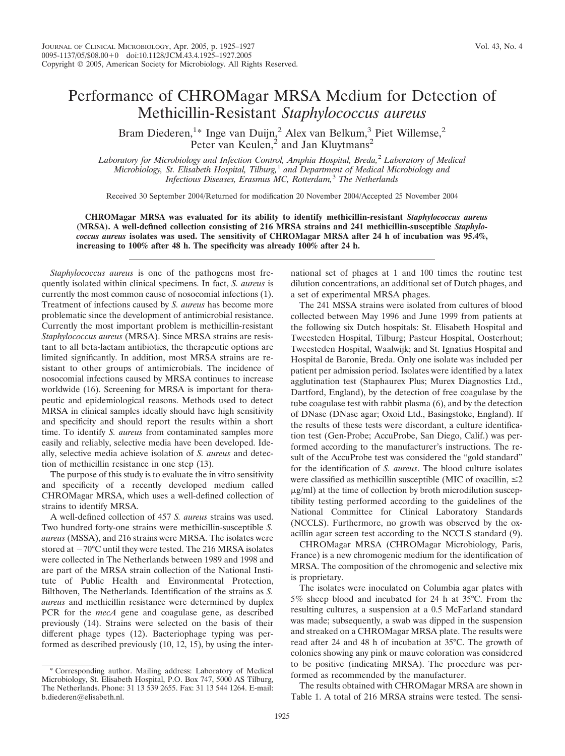# Performance of CHROMagar MRSA Medium for Detection of Methicillin-Resistant *Staphylococcus aureus*

Bram Diederen,[1*] Inge van Duijn,[2] Alex van Belkum,[3] Piet Willemse,[2] Peter van Keulen,[2] and Jan Kluytmans[2]

*Laboratory for Microbiology and Infection Control, Amphia Hospital, Breda,[2] Laboratory of Medical Microbiology, St. Elisabeth Hospital, Tilburg,[1] and Department of Medical Microbiology and Infectious Diseases, Erasmus MC, Rotterdam,[3] The Netherlands*

Received 30 September 2004/Returned for modification 20 November 2004/Accepted 25 November 2004

**CHROMagar MRSA was evaluated for its ability to identify methicillin-resistant *Staphylococcus aureus* (MRSA). A well-defined collection consisting of 216 MRSA strains and 241 methicillin-susceptible *Staphylococcus aureus* isolates was used. The sensitivity of CHROMagar MRSA after 24 h of incubation was 95.4%, increasing to 100% after 48 h. The specificity was already 100% after 24 h.**

*Staphylococcus aureus* is one of the pathogens most frequently isolated within clinical specimens. In fact, *S. aureus* is currently the most common cause of nosocomial infections (1). Treatment of infections caused by *S. aureus* has become more problematic since the development of antimicrobial resistance. Currently the most important problem is methicillin-resistant *Staphylococcus aureus* (MRSA). Since MRSA strains are resistant to all beta-lactam antibiotics, the therapeutic options are limited significantly. In addition, most MRSA strains are resistant to other groups of antimicrobials. The incidence of nosocomial infections caused by MRSA continues to increase worldwide (16). Screening for MRSA is important for therapeutic and epidemiological reasons. Methods used to detect MRSA in clinical samples ideally should have high sensitivity and specificity and should report the results within a short time. To identify *S. aureus* from contaminated samples more easily and reliably, selective media have been developed. Ideally, selective media achieve isolation of *S. aureus* and detection of methicillin resistance in one step (13).

The purpose of this study is to evaluate the in vitro sensitivity and specificity of a recently developed medium called CHROMagar MRSA, which uses a well-defined collection of strains to identify MRSA.

A well-defined collection of 457 *S. aureus* strains was used. Two hundred forty-one strains were methicillin-susceptible *S. aureus* (MSSA), and 216 strains were MRSA. The isolates were stored at −70°C until they were tested. The 216 MRSA isolates were collected in The Netherlands between 1989 and 1998 and are part of the MRSA strain collection of the National Institute of Public Health and Environmental Protection, Bilthoven, The Netherlands. Identification of the strains as *S. aureus* and methicillin resistance were determined by duplex PCR for the *mecA* gene and coagulase gene, as described previously (14). Strains were selected on the basis of their different phage types (12). Bacteriophage typing was performed as described previously (10, 12, 15), by using the international set of phages at 1 and 100 times the routine test dilution concentrations, an additional set of Dutch phages, and a set of experimental MRSA phages.

The 241 MSSA strains were isolated from cultures of blood collected between May 1996 and June 1999 from patients at the following six Dutch hospitals: St. Elisabeth Hospital and Tweesteden Hospital, Tilburg; Pasteur Hospital, Oosterhout; Tweesteden Hospital, Waalwijk; and St. Ignatius Hospital and Hospital de Baronie, Breda. Only one isolate was included per patient per admission period. Isolates were identified by a latex agglutination test (Staphaurex Plus; Murex Diagnostics Ltd., Dartford, England), by the detection of free coagulase by the tube coagulase test with rabbit plasma (6), and by the detection of DNase (DNase agar; Oxoid Ltd., Basingstoke, England). If the results of these tests were discordant, a culture identification test (Gen-Probe; AccuProbe, San Diego, Calif.) was performed according to the manufacturer's instructions. The result of the AccuProbe test was considered the "gold standard" for the identification of *S. aureus*. The blood culture isolates were classified as methicillin susceptible (MIC of oxacillin, ≤2 μg/ml) at the time of collection by broth microdilution susceptibility testing performed according to the guidelines of the National Committee for Clinical Laboratory Standards (NCCLS). Furthermore, no growth was observed by the oxacillin agar screen test according to the NCCLS standard (9).

CHROMagar MRSA (CHROMagar Microbiology, Paris, France) is a new chromogenic medium for the identification of MRSA. The composition of the chromogenic and selective mix is proprietary.

The isolates were inoculated on Columbia agar plates with 5% sheep blood and incubated for 24 h at 35°C. From the resulting cultures, a suspension at a 0.5 McFarland standard was made; subsequently, a swab was dipped in the suspension and streaked on a CHROMagar MRSA plate. The results were read after 24 and 48 h of incubation at 35°C. The growth of colonies showing any pink or mauve coloration was considered to be positive (indicating MRSA). The procedure was performed as recommended by the manufacturer.

The results obtained with CHROMagar MRSA are shown in Table 1. A total of 216 MRSA strains were tested. The sensi-

\* Corresponding author. Mailing address: Laboratory of Medical Microbiology, St. Elisabeth Hospital, P.O. Box 747, 5000 AS Tilburg, The Netherlands. Phone: 31 13 539 2655. Fax: 31 13 544 1264. E-mail: b.diederen@elisabeth.nl.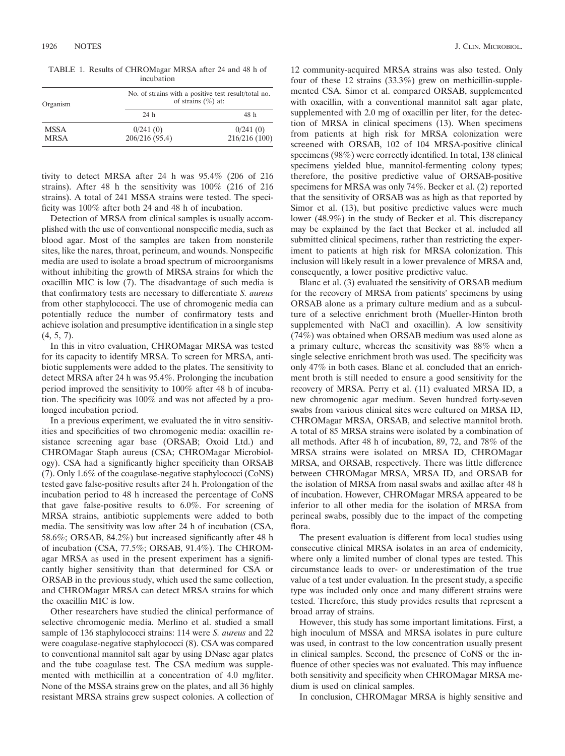TABLE 1. Results of CHROMagar MRSA after 24 and 48 h of incubation

| Organism | No. of strains with a positive test result/total no. of strains (%) at: | |
|---|---|---|
| | 24 h | 48 h |
| MSSA | 0/241 (0) | 0/241 (0) |
| MRSA | 206/216 (95.4) | 216/216 (100) |

tivity to detect MRSA after 24 h was 95.4% (206 of 216 strains). After 48 h the sensitivity was 100% (216 of 216 strains). A total of 241 MSSA strains were tested. The specificity was 100% after both 24 and 48 h of incubation.

Detection of MRSA from clinical samples is usually accomplished with the use of conventional nonspecific media, such as blood agar. Most of the samples are taken from nonsterile sites, like the nares, throat, perineum, and wounds. Nonspecific media are used to isolate a broad spectrum of microorganisms without inhibiting the growth of MRSA strains for which the oxacillin MIC is low (7). The disadvantage of such media is that confirmatory tests are necessary to differentiate *S. aureus* from other staphylococci. The use of chromogenic media can potentially reduce the number of confirmatory tests and achieve isolation and presumptive identification in a single step (4, 5, 7).

In this in vitro evaluation, CHROMagar MRSA was tested for its capacity to identify MRSA. To screen for MRSA, antibiotic supplements were added to the plates. The sensitivity to detect MRSA after 24 h was 95.4%. Prolonging the incubation period improved the sensitivity to 100% after 48 h of incubation. The specificity was 100% and was not affected by a prolonged incubation period.

In a previous experiment, we evaluated the in vitro sensitivities and specificities of two chromogenic media: oxacillin resistance screening agar base (ORSAB; Oxoid Ltd.) and CHROMagar Staph aureus (CSA; CHROMagar Microbiology). CSA had a significantly higher specificity than ORSAB (7). Only 1.6% of the coagulase-negative staphylococci (CoNS) tested gave false-positive results after 24 h. Prolongation of the incubation period to 48 h increased the percentage of CoNS that gave false-positive results to 6.0%. For screening of MRSA strains, antibiotic supplements were added to both media. The sensitivity was low after 24 h of incubation (CSA, 58.6%; ORSAB, 84.2%) but increased significantly after 48 h of incubation (CSA, 77.5%; ORSAB, 91.4%). The CHROMagar MRSA as used in the present experiment has a significantly higher sensitivity than that determined for CSA or ORSAB in the previous study, which used the same collection, and CHROMagar MRSA can detect MRSA strains for which the oxacillin MIC is low.

Other researchers have studied the clinical performance of selective chromogenic media. Merlino et al. studied a small sample of 136 staphylococci strains: 114 were *S. aureus* and 22 were coagulase-negative staphylococci (8). CSA was compared to conventional mannitol salt agar by using DNase agar plates and the tube coagulase test. The CSA medium was supplemented with methicillin at a concentration of 4.0 mg/liter. None of the MSSA strains grew on the plates, and all 36 highly resistant MRSA strains grew suspect colonies. A collection of 12 community-acquired MRSA strains was also tested. Only four of these 12 strains (33.3%) grew on methicillin-supplemented CSA. Simor et al. compared ORSAB, supplemented with oxacillin, with a conventional mannitol salt agar plate, supplemented with 2.0 mg of oxacillin per liter, for the detection of MRSA in clinical specimens (13). When specimens from patients at high risk for MRSA colonization were screened with ORSAB, 102 of 104 MRSA-positive clinical specimens (98%) were correctly identified. In total, 138 clinical specimens yielded blue, mannitol-fermenting colony types; therefore, the positive predictive value of ORSAB-positive specimens for MRSA was only 74%. Becker et al. (2) reported that the sensitivity of ORSAB was as high as that reported by Simor et al. (13), but positive predictive values were much lower (48.9%) in the study of Becker et al. This discrepancy may be explained by the fact that Becker et al. included all submitted clinical specimens, rather than restricting the experiment to patients at high risk for MRSA colonization. This inclusion will likely result in a lower prevalence of MRSA and, consequently, a lower positive predictive value.

Blanc et al. (3) evaluated the sensitivity of ORSAB medium for the recovery of MRSA from patients' specimens by using ORSAB alone as a primary culture medium and as a subculture of a selective enrichment broth (Mueller-Hinton broth supplemented with NaCl and oxacillin). A low sensitivity (74%) was obtained when ORSAB medium was used alone as a primary culture, whereas the sensitivity was 88% when a single selective enrichment broth was used. The specificity was only 47% in both cases. Blanc et al. concluded that an enrichment broth is still needed to ensure a good sensitivity for the recovery of MRSA. Perry et al. (11) evaluated MRSA ID, a new chromogenic agar medium. Seven hundred forty-seven swabs from various clinical sites were cultured on MRSA ID, CHROMagar MRSA, ORSAB, and selective mannitol broth. A total of 85 MRSA strains were isolated by a combination of all methods. After 48 h of incubation, 89, 72, and 78% of the MRSA strains were isolated on MRSA ID, CHROMagar MRSA, and ORSAB, respectively. There was little difference between CHROMagar MRSA, MRSA ID, and ORSAB for the isolation of MRSA from nasal swabs and axillae after 48 h of incubation. However, CHROMagar MRSA appeared to be inferior to all other media for the isolation of MRSA from perineal swabs, possibly due to the impact of the competing flora.

The present evaluation is different from local studies using consecutive clinical MRSA isolates in an area of endemicity, where only a limited number of clonal types are tested. This circumstance leads to over- or underestimation of the true value of a test under evaluation. In the present study, a specific type was included only once and many different strains were tested. Therefore, this study provides results that represent a broad array of strains.

However, this study has some important limitations. First, a high inoculum of MSSA and MRSA isolates in pure culture was used, in contrast to the low concentration usually present in clinical samples. Second, the presence of CoNS or the influence of other species was not evaluated. This may influence both sensitivity and specificity when CHROMagar MRSA medium is used on clinical samples.

In conclusion, CHROMagar MRSA is highly sensitive and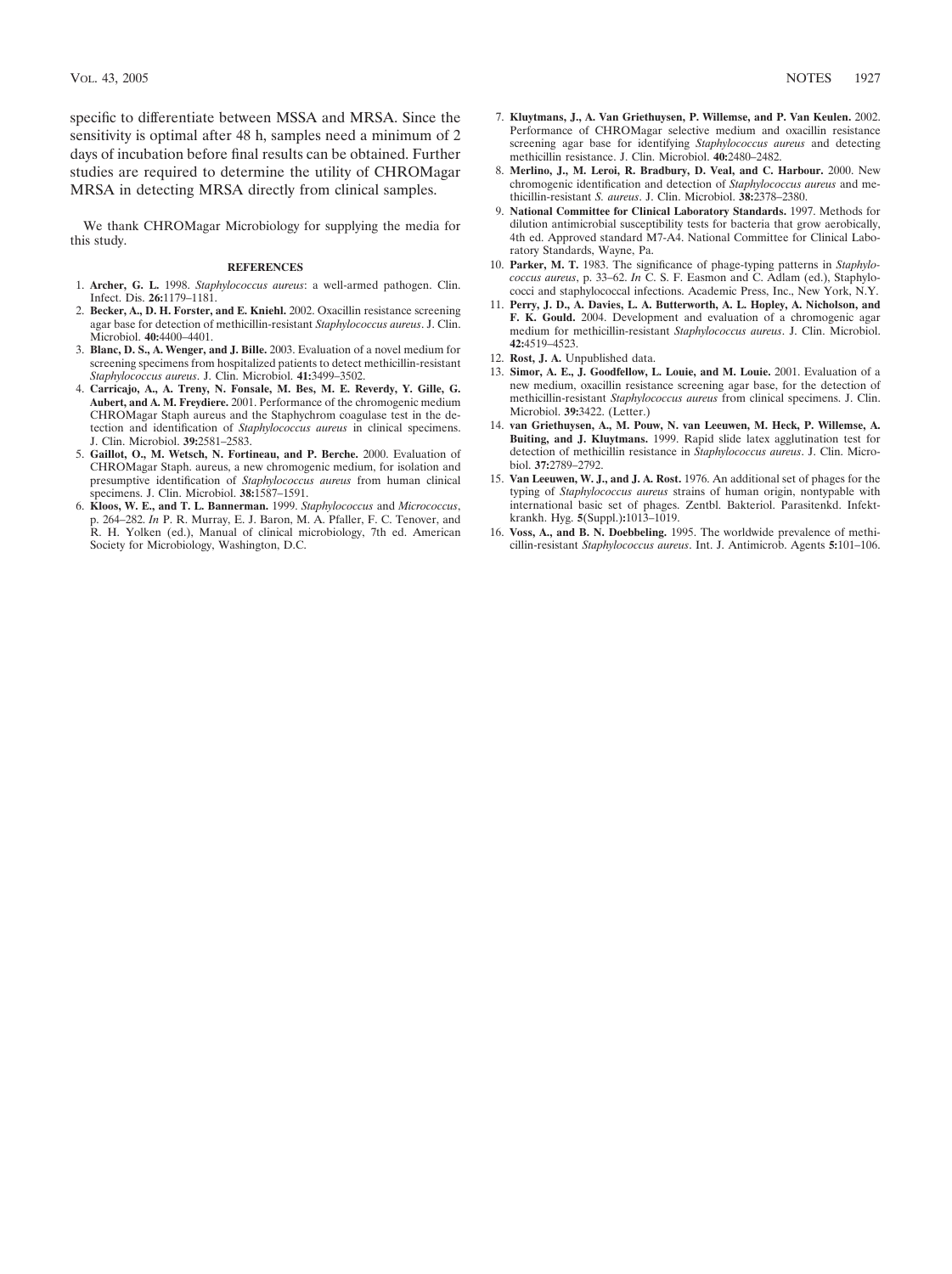specific to differentiate between MSSA and MRSA. Since the sensitivity is optimal after 48 h, samples need a minimum of 2 days of incubation before final results can be obtained. Further studies are required to determine the utility of CHROMagar MRSA in detecting MRSA directly from clinical samples.

We thank CHROMagar Microbiology for supplying the media for this study.

## REFERENCES

1. **Archer, G. L.** 1998. *Staphylococcus aureus*: a well-armed pathogen. Clin. Infect. Dis. **26:**1179–1181.
2. **Becker, A., D. H. Forster, and E. Kniehl.** 2002. Oxacillin resistance screening agar base for detection of methicillin-resistant *Staphylococcus aureus*. J. Clin. Microbiol. **40:**4400–4401.
3. **Blanc, D. S., A. Wenger, and J. Bille.** 2003. Evaluation of a novel medium for screening specimens from hospitalized patients to detect methicillin-resistant *Staphylococcus aureus*. J. Clin. Microbiol. **41:**3499–3502.
4. **Carricajo, A., A. Treny, N. Fonsale, M. Bes, M. E. Reverdy, Y. Gille, G. Aubert, and A. M. Freydiere.** 2001. Performance of the chromogenic medium CHROMagar Staph aureus and the Staphychrom coagulase test in the detection and identification of *Staphylococcus aureus* in clinical specimens. J. Clin. Microbiol. **39:**2581–2583.
5. **Gaillot, O., M. Wetsch, N. Fortineau, and P. Berche.** 2000. Evaluation of CHROMagar Staph. aureus, a new chromogenic medium, for isolation and presumptive identification of *Staphylococcus aureus* from human clinical specimens. J. Clin. Microbiol. **38:**1587–1591.
6. **Kloos, W. E., and T. L. Bannerman.** 1999. *Staphylococcus* and *Micrococcus*, p. 264–282. *In* P. R. Murray, E. J. Baron, M. A. Pfaller, F. C. Tenover, and R. H. Yolken (ed.), Manual of clinical microbiology, 7th ed. American Society for Microbiology, Washington, D.C.
7. **Kluytmans, J., A. Van Griethuysen, P. Willemse, and P. Van Keulen.** 2002. Performance of CHROMagar selective medium and oxacillin resistance screening agar base for identifying *Staphylococcus aureus* and detecting methicillin resistance. J. Clin. Microbiol. **40:**2480–2482.
8. **Merlino, J., M. Leroi, R. Bradbury, D. Veal, and C. Harbour.** 2000. New chromogenic identification and detection of *Staphylococcus aureus* and methicillin-resistant *S. aureus*. J. Clin. Microbiol. **38:**2378–2380.
9. **National Committee for Clinical Laboratory Standards.** 1997. Methods for dilution antimicrobial susceptibility tests for bacteria that grow aerobically, 4th ed. Approved standard M7-A4. National Committee for Clinical Laboratory Standards, Wayne, Pa.
10. **Parker, M. T.** 1983. The significance of phage-typing patterns in *Staphylococcus aureus*, p. 33–62. *In* C. S. F. Easmon and C. Adlam (ed.), Staphylococci and staphylococcal infections. Academic Press, Inc., New York, N.Y.
11. **Perry, J. D., A. Davies, L. A. Butterworth, A. L. Hopley, A. Nicholson, and F. K. Gould.** 2004. Development and evaluation of a chromogenic agar medium for methicillin-resistant *Staphylococcus aureus*. J. Clin. Microbiol. **42:**4519–4523.
12. **Rost, J. A.** Unpublished data.
13. **Simor, A. E., J. Goodfellow, L. Louie, and M. Louie.** 2001. Evaluation of a new medium, oxacillin resistance screening agar base, for the detection of methicillin-resistant *Staphylococcus aureus* from clinical specimens. J. Clin. Microbiol. **39:**3422. (Letter.)
14. **van Griethuysen, A., M. Pouw, N. van Leeuwen, M. Heck, P. Willemse, A. Buiting, and J. Kluytmans.** 1999. Rapid slide latex agglutination test for detection of methicillin resistance in *Staphylococcus aureus*. J. Clin. Microbiol. **37:**2789–2792.
15. **Van Leeuwen, W. J., and J. A. Rost.** 1976. An additional set of phages for the typing of *Staphylococcus aureus* strains of human origin, nontypable with international basic set of phages. Zentbl. Bakteriol. Parasitenkd. Infektkrankh. Hyg. **5**(Suppl.)**:**1013–1019.
16. **Voss, A., and B. N. Doebbeling.** 1995. The worldwide prevalence of methicillin-resistant *Staphylococcus aureus*. Int. J. Antimicrob. Agents **5:**101–106.